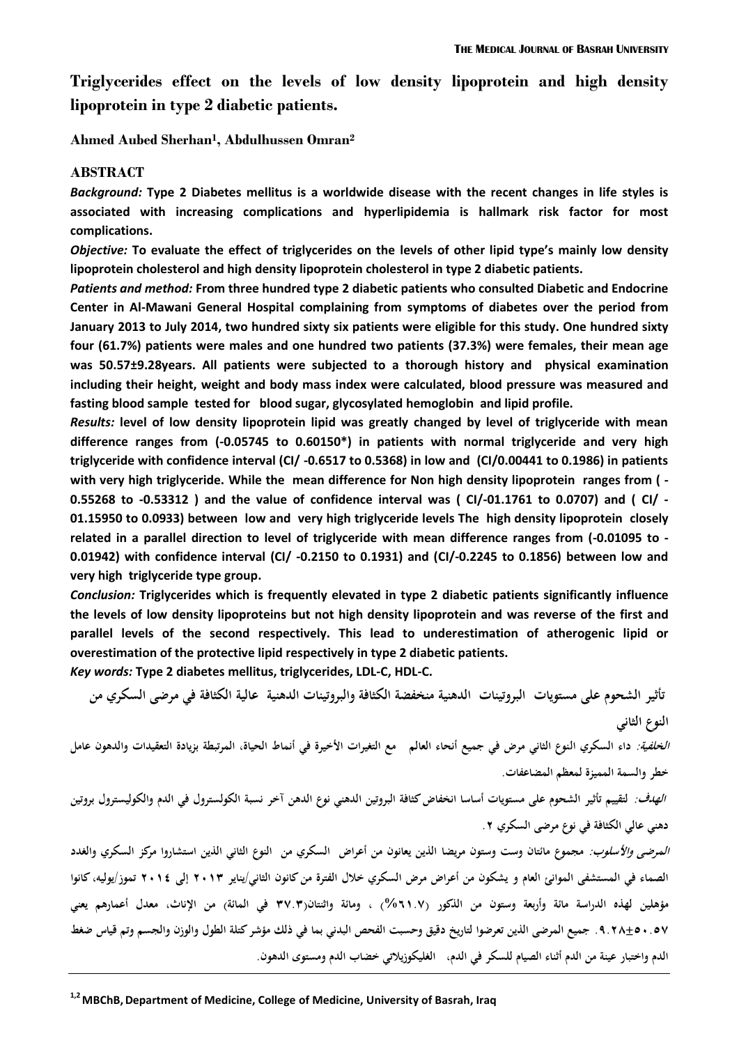# Triglycerides effect on the levels of low density lipoprotein and high density lipoprotein in type 2 diabetic patients.

**Ahmed Aubed Sherhan[1], Abdulhussen Omran[2]**

## ABSTRACT

***Background:*** **Type 2 Diabetes mellitus is a worldwide disease with the recent changes in life styles is associated with increasing complications and hyperlipidemia is hallmark risk factor for most complications.**

***Objective:*** **To evaluate the effect of triglycerides on the levels of other lipid type's mainly low density lipoprotein cholesterol and high density lipoprotein cholesterol in type 2 diabetic patients.**

***Patients and method:*** **From three hundred type 2 diabetic patients who consulted Diabetic and Endocrine Center in Al-Mawani General Hospital complaining from symptoms of diabetes over the period from January 2013 to July 2014, two hundred sixty six patients were eligible for this study. One hundred sixty four (61.7%) patients were males and one hundred two patients (37.3%) were females, their mean age was 50.57±9.28years. All patients were subjected to a thorough history and physical examination including their height, weight and body mass index were calculated, blood pressure was measured and fasting blood sample tested for blood sugar, glycosylated hemoglobin and lipid profile.**

***Results:*** **level of low density lipoprotein lipid was greatly changed by level of triglyceride with mean difference ranges from (-0.05745 to 0.60150*) in patients with normal triglyceride and very high triglyceride with confidence interval (CI/ -0.6517 to 0.5368) in low and (CI/0.00441 to 0.1986) in patients with very high triglyceride. While the mean difference for Non high density lipoprotein ranges from ( -0.55268 to -0.53312 ) and the value of confidence interval was ( CI/-01.1761 to 0.0707) and ( CI/ -01.15950 to 0.0933) between low and very high triglyceride levels The high density lipoprotein closely related in a parallel direction to level of triglyceride with mean difference ranges from (-0.01095 to -0.01942) with confidence interval (CI/ -0.2150 to 0.1931) and (CI/-0.2245 to 0.1856) between low and very high triglyceride type group.**

***Conclusion:*** **Triglycerides which is frequently elevated in type 2 diabetic patients significantly influence the levels of low density lipoproteins but not high density lipoprotein and was reverse of the first and parallel levels of the second respectively. This lead to underestimation of atherogenic lipid or overestimation of the protective lipid respectively in type 2 diabetic patients.**

***Key words:*** **Type 2 diabetes mellitus, triglycerides, LDL-C, HDL-C.**

## تأثير الشحوم على مستويات البروتينات الدهنية منخفضة الكثافة والبروتينات الدهنية عالية الكثافة في مرضى السكري من النوع الثاني

***الخلفية:*** **داء السكري النوع الثاني مرض في جميع أنحاء العالم مع التغيرات الأخيرة في أنماط الحياة، المرتبطة بزيادة التعقيدات والدهون عامل خطر والسمة المميزة لمعظم المضاعفات.**

***الهدف:*** **لتقييم تأثير الشحوم على مستويات أساسا انخفاض كثافة البروتين الدهني نوع الدهن آخر نسبة الكولسترول في الدم والكوليسترول بروتين دهني عالي الكثافة في نوع مرضى السكري ٢.**

***المرضى والأسلوب:*** **مجموع مائتان وست وستون مريضا الذين يعانون من أعراض السكري من النوع الثاني الذين استشاروا مركز السكري والغدد الصماء في المستشفى الموانئ العام و يشكون من أعراض مرض السكري خلال الفترة من كانون الثاني/يناير ٢٠١٣ إلى ٢٠١٤ تموز/يوليه، كانوا مؤهلين لهذه الدراسة مائة وأربعة وستون من الذكور (٦١.٧%) ، ومائة واثنتان(٣٧.٣ في المائة) من الإناث، معدل أعمارهم يعني ٥٠.٥٧±٩.٢٨. جميع المرضى الذين تعرضوا لتاريخ دقيق وحسبت الفحص البدني بما في ذلك مؤشر كتلة الطول والوزن والجسم وتم قياس ضغط الدم واختبار عينة من الدم أثناء الصيام للسكر في الدم، الغليكوزيلاتي خضاب الدم ومستوى الدهون.**

---

[1,2] MBChB, Department of Medicine, College of Medicine, University of Basrah, Iraq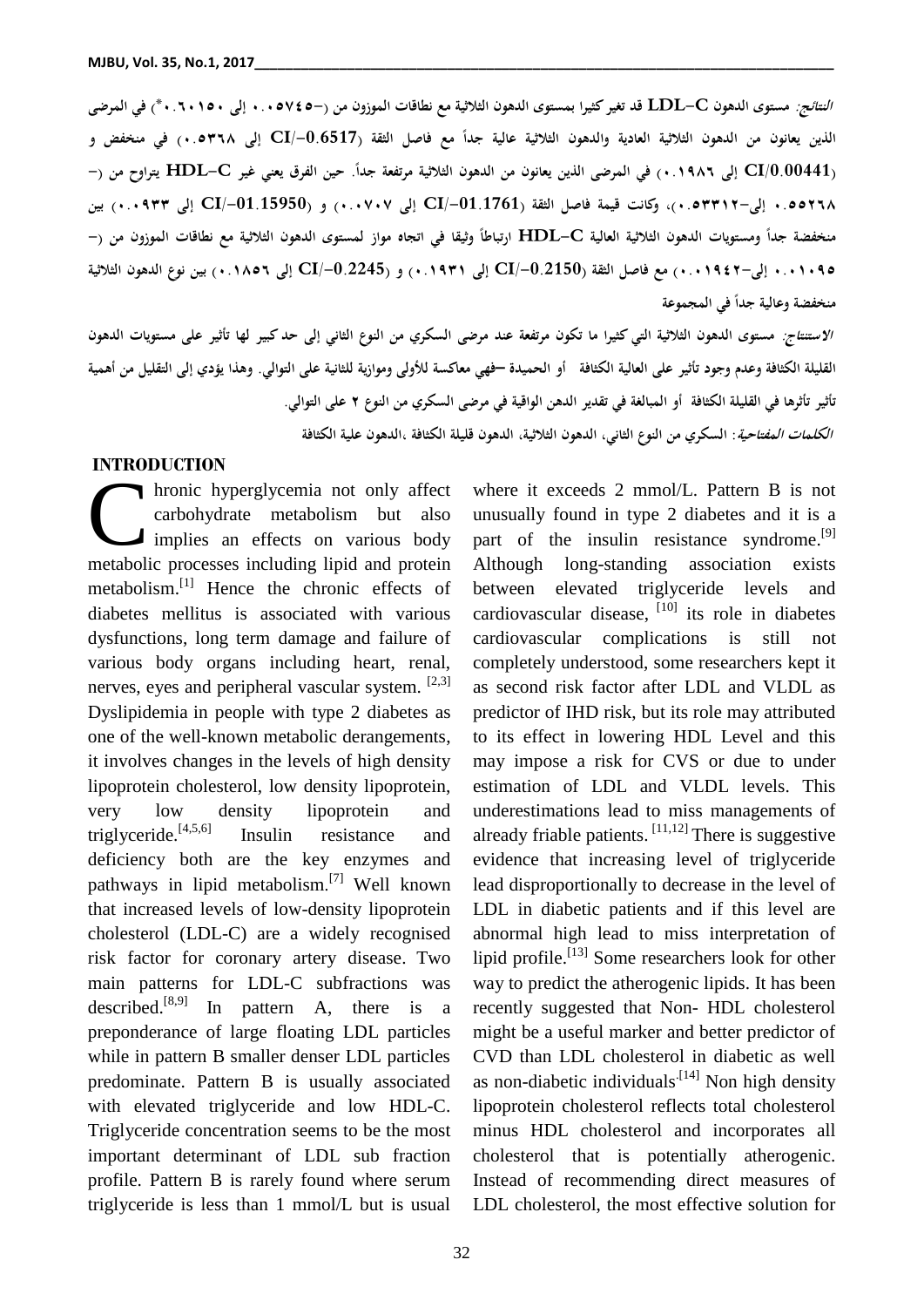*النتائج:* مستوى الدهون LDL-C قد تغير كثيرا بمستوى الدهون الثلاثية مع نطاقات الموزون من (−٠.٠٥٧٤٥ إلى ٠.٦٠١٥٠*) في المرضى الذين يعانون من الدهون الثلاثية العادية والدهون الثلاثية عالية جداً مع فاصل الثقة (CI/-0.6517 إلى ٠.٥٣٦٨) في منخفض و (CI/0.00441 إلى ٠.١٩٨٦) في المرضى الذين يعانون من الدهون الثلاثية مرتفعة جداً. حين الفرق يعني غير HDL-C يتراوح من (−٠.٥٥٢٦٨ إلى−٠.٥٣٣١٢)، وكانت قيمة فاصل الثقة (CI/-01.1761 إلى ٠.٠٧٠٧) و (CI/-01.15950 إلى ٠.٠٩٣٣) بين منخفضة جداً ومستويات الدهون الثلاثية العالية HDL-C ارتباطاً وثيقا في اتجاه موازٍ لمستوى الدهون الثلاثية مع نطاقات الموزون من (−٠.٠١٠٩٥ إلى−٠.٠١٩٤٢) مع فاصل الثقة (CI/-0.2150 إلى ٠.١٩٣١) و (CI/-0.2245 إلى ٠.١٨٥٦) بين نوع الدهون الثلاثية منخفضة وعالية جداً في المجموعة

*الاستنتاج:* مستوى الدهون الثلاثية التي كثيرا ما تكون مرتفعة عند مرضى السكري من النوع الثاني إلى حد كبير لها تأثير على مستويات الدهون القليلة الكثافة وعدم وجود تأثير على العالية الكثافة أو الحميدة –فهي معاكسة للأولى وموازية للثانية على التوالي. وهذا يؤدي إلى التقليل من أهمية تأثير تأثرها في القليلة الكثافة أو المبالغة في تقدير الدهن الواقية في مرضى السكري من النوع ٢ على التوالي.

*الكلمات المفتاحية:* السكري من النوع الثاني، الدهون الثلاثية، الدهون قليلة الكثافة ،الدهون علية الكثافة

## INTRODUCTION

Chronic hyperglycemia not only affect carbohydrate metabolism but also implies an effects on various body metabolic processes including lipid and protein metabolism.[1] Hence the chronic effects of diabetes mellitus is associated with various dysfunctions, long term damage and failure of various body organs including heart, renal, nerves, eyes and peripheral vascular system. [2,3] Dyslipidemia in people with type 2 diabetes as one of the well-known metabolic derangements, it involves changes in the levels of high density lipoprotein cholesterol, low density lipoprotein, very low density lipoprotein and triglyceride.[4,5,6] Insulin resistance and deficiency both are the key enzymes and pathways in lipid metabolism.[7] Well known that increased levels of low-density lipoprotein cholesterol (LDL-C) are a widely recognised risk factor for coronary artery disease. Two main patterns for LDL-C subfractions was described.[8,9] In pattern A, there is a preponderance of large floating LDL particles while in pattern B smaller denser LDL particles predominate. Pattern B is usually associated with elevated triglyceride and low HDL-C. Triglyceride concentration seems to be the most important determinant of LDL sub fraction profile. Pattern B is rarely found where serum triglyceride is less than 1 mmol/L but is usual where it exceeds 2 mmol/L. Pattern B is not unusually found in type 2 diabetes and it is a part of the insulin resistance syndrome.[9] Although long-standing association exists between elevated triglyceride levels and cardiovascular disease, [10] its role in diabetes cardiovascular complications is still not completely understood, some researchers kept it as second risk factor after LDL and VLDL as predictor of IHD risk, but its role may attributed to its effect in lowering HDL Level and this may impose a risk for CVS or due to under estimation of LDL and VLDL levels. This underestimations lead to miss managements of already friable patients. [11,12] There is suggestive evidence that increasing level of triglyceride lead disproportionally to decrease in the level of LDL in diabetic patients and if this level are abnormal high lead to miss interpretation of lipid profile.[13] Some researchers look for other way to predict the atherogenic lipids. It has been recently suggested that Non- HDL cholesterol might be a useful marker and better predictor of CVD than LDL cholesterol in diabetic as well as non-diabetic individuals.[14] Non high density lipoprotein cholesterol reflects total cholesterol minus HDL cholesterol and incorporates all cholesterol that is potentially atherogenic. Instead of recommending direct measures of LDL cholesterol, the most effective solution for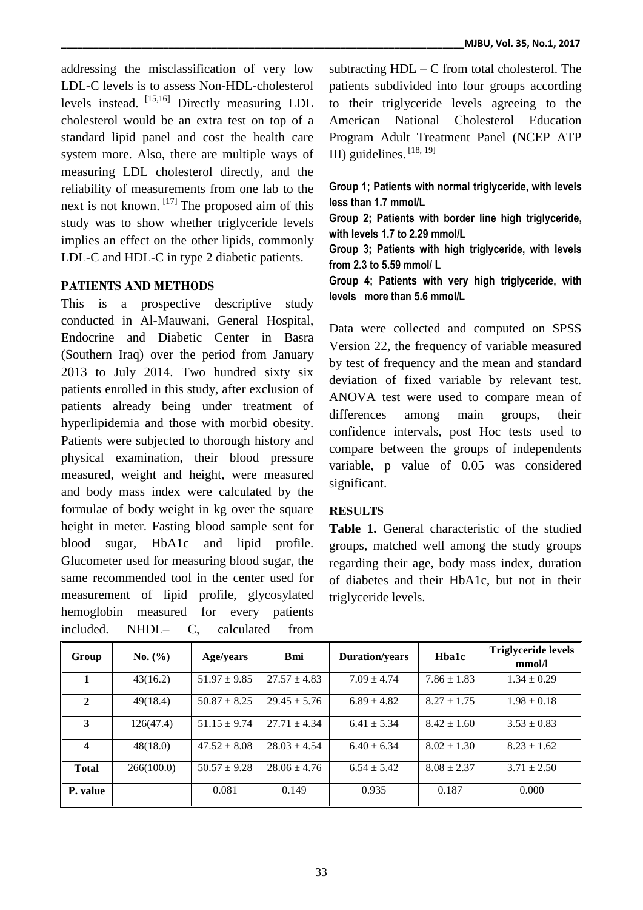addressing the misclassification of very low LDL-C levels is to assess Non-HDL-cholesterol levels instead. [15,16] Directly measuring LDL cholesterol would be an extra test on top of a standard lipid panel and cost the health care system more. Also, there are multiple ways of measuring LDL cholesterol directly, and the reliability of measurements from one lab to the next is not known. [17] The proposed aim of this study was to show whether triglyceride levels implies an effect on the other lipids, commonly LDL-C and HDL-C in type 2 diabetic patients.

## PATIENTS AND METHODS

This is a prospective descriptive study conducted in Al-Mauwani, General Hospital, Endocrine and Diabetic Center in Basra (Southern Iraq) over the period from January 2013 to July 2014. Two hundred sixty six patients enrolled in this study, after exclusion of patients already being under treatment of hyperlipidemia and those with morbid obesity. Patients were subjected to thorough history and physical examination, their blood pressure measured, weight and height, were measured and body mass index were calculated by the formulae of body weight in kg over the square height in meter. Fasting blood sample sent for blood sugar, HbA1c and lipid profile. Glucometer used for measuring blood sugar, the same recommended tool in the center used for measurement of lipid profile, glycosylated hemoglobin measured for every patients included. NHDL– C, calculated from subtracting HDL – C from total cholesterol. The patients subdivided into four groups according to their triglyceride levels agreeing to the American National Cholesterol Education Program Adult Treatment Panel (NCEP ATP III) guidelines. [18, 19]

**Group 1; Patients with normal triglyceride, with levels less than 1.7 mmol/L**

**Group 2; Patients with border line high triglyceride, with levels 1.7 to 2.29 mmol/L**

**Group 3; Patients with high triglyceride, with levels from 2.3 to 5.59 mmol/ L**

**Group 4; Patients with very high triglyceride, with levels more than 5.6 mmol/L**

Data were collected and computed on SPSS Version 22, the frequency of variable measured by test of frequency and the mean and standard deviation of fixed variable by relevant test. ANOVA test were used to compare mean of differences among main groups, their confidence intervals, post Hoc tests used to compare between the groups of independents variable, p value of 0.05 was considered significant.

## RESULTS

**Table 1.** General characteristic of the studied groups, matched well among the study groups regarding their age, body mass index, duration of diabetes and their HbA1c, but not in their triglyceride levels.

| Group | No. (%) | Age/years | Bmi | Duration/years | Hba1c | Triglyceride levels mmol/l |
|---|---|---|---|---|---|---|
| 1 | 43(16.2) | 51.97 ± 9.85 | 27.57 ± 4.83 | 7.09 ± 4.74 | 7.86 ± 1.83 | 1.34 ± 0.29 |
| 2 | 49(18.4) | 50.87 ± 8.25 | 29.45 ± 5.76 | 6.89 ± 4.82 | 8.27 ± 1.75 | 1.98 ± 0.18 |
| 3 | 126(47.4) | 51.15 ± 9.74 | 27.71 ± 4.34 | 6.41 ± 5.34 | 8.42 ± 1.60 | 3.53 ± 0.83 |
| 4 | 48(18.0) | 47.52 ± 8.08 | 28.03 ± 4.54 | 6.40 ± 6.34 | 8.02 ± 1.30 | 8.23 ± 1.62 |
| **Total** | 266(100.0) | 50.57 ± 9.28 | 28.06 ± 4.76 | 6.54 ± 5.42 | 8.08 ± 2.37 | 3.71 ± 2.50 |
| **P. value** | | 0.081 | 0.149 | 0.935 | 0.187 | 0.000 |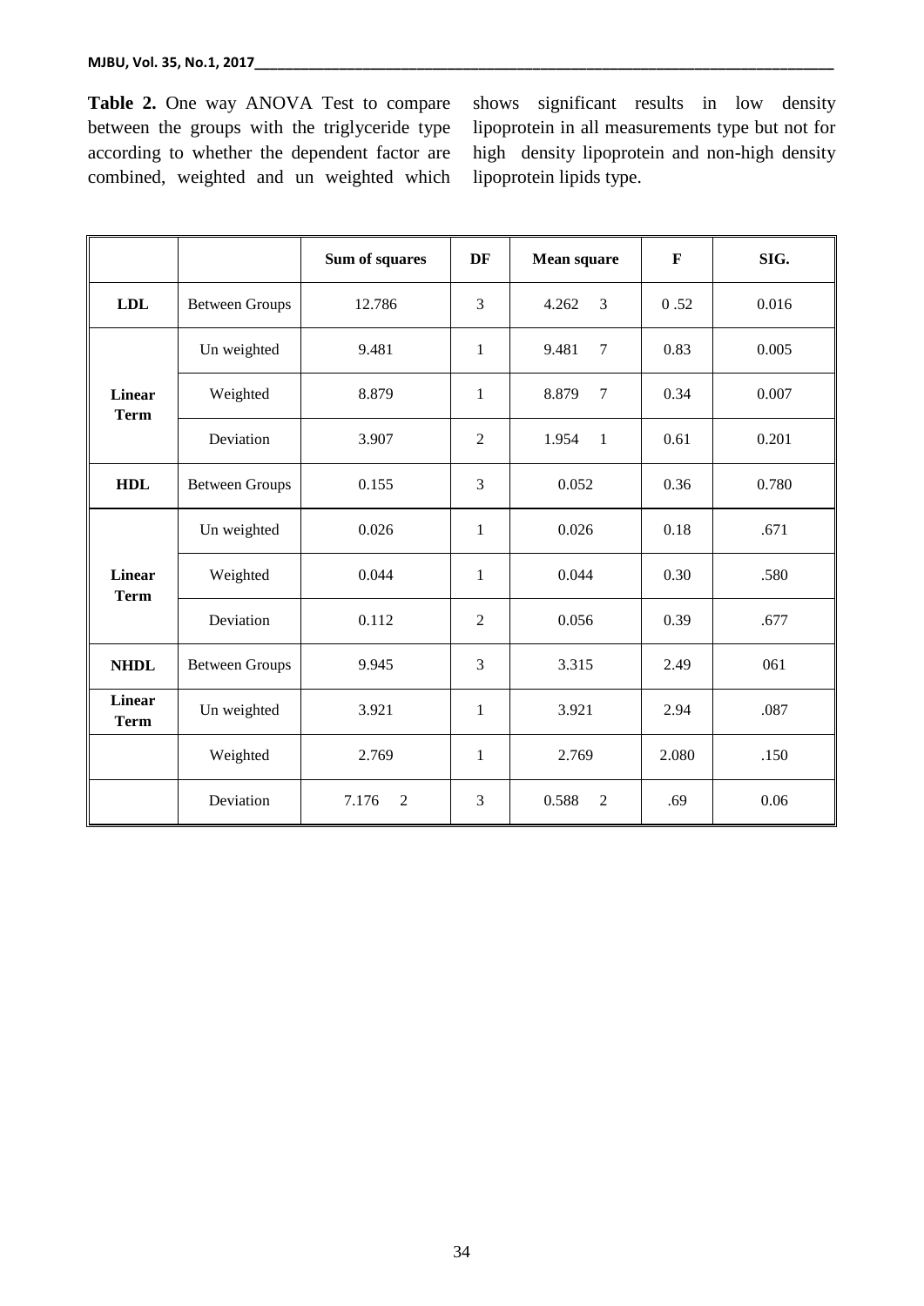**Table 2.** One way ANOVA Test to compare between the groups with the triglyceride type according to whether the dependent factor are combined, weighted and un weighted which shows significant results in low density lipoprotein in all measurements type but not for high density lipoprotein and non-high density lipoprotein lipids type.

| | | Sum of squares | DF | Mean square | F | SIG. |
|---|---|---|---|---|---|---|
| **LDL** | Between Groups | 12.786 | 3 | 4.262 3 | 0 .52 | 0.016 |
| **Linear Term** | Un weighted | 9.481 | 1 | 9.481 7 | 0.83 | 0.005 |
| | Weighted | 8.879 | 1 | 8.879 7 | 0.34 | 0.007 |
| | Deviation | 3.907 | 2 | 1.954 1 | 0.61 | 0.201 |
| **HDL** | Between Groups | 0.155 | 3 | 0.052 | 0.36 | 0.780 |
| **Linear Term** | Un weighted | 0.026 | 1 | 0.026 | 0.18 | .671 |
| | Weighted | 0.044 | 1 | 0.044 | 0.30 | .580 |
| | Deviation | 0.112 | 2 | 0.056 | 0.39 | .677 |
| **NHDL** | Between Groups | 9.945 | 3 | 3.315 | 2.49 | 061 |
| **Linear Term** | Un weighted | 3.921 | 1 | 3.921 | 2.94 | .087 |
| | Weighted | 2.769 | 1 | 2.769 | 2.080 | .150 |
| | Deviation | 7.176 2 | 3 | 0.588 2 | .69 | 0.06 |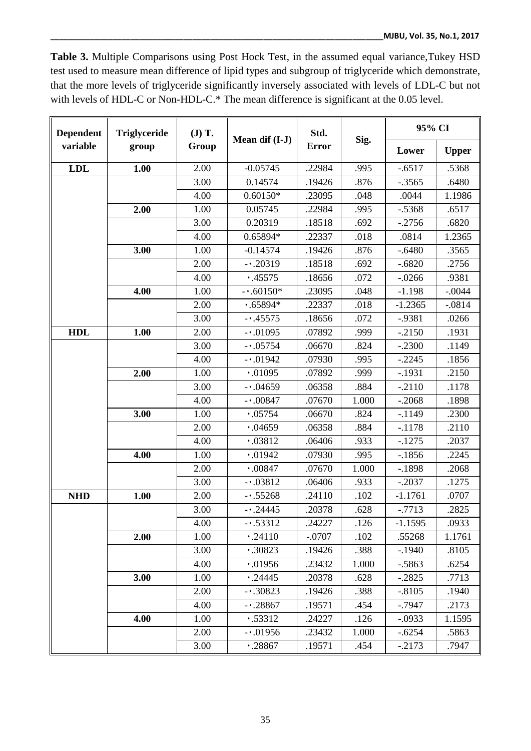**Table 3.** Multiple Comparisons using Post Hock Test, in the assumed equal variance,Tukey HSD test used to measure mean difference of lipid types and subgroup of triglyceride which demonstrate, that the more levels of triglyceride significantly inversely associated with levels of LDL-C but not with levels of HDL-C or Non-HDL-C.* The mean difference is significant at the 0.05 level.

| Dependent variable | Triglyceride group | (J) T. Group | Mean dif (I-J) | Std. Error | Sig. | 95% CI | |
|---|---|---|---|---|---|---|---|
| | | | | | | Lower | Upper |
| LDL | 1.00 | 2.00 | -0.05745 | .22984 | .995 | -.6517 | .5368 |
| | | 3.00 | 0.14574 | .19426 | .876 | -.3565 | .6480 |
| | | 4.00 | 0.60150* | .23095 | .048 | .0044 | 1.1986 |
| | 2.00 | 1.00 | 0.05745 | .22984 | .995 | -.5368 | .6517 |
| | | 3.00 | 0.20319 | .18518 | .692 | -.2756 | .6820 |
| | | 4.00 | 0.65894* | .22337 | .018 | .0814 | 1.2365 |
| | 3.00 | 1.00 | -0.14574 | .19426 | .876 | -.6480 | .3565 |
| | | 2.00 | -٠.20319 | .18518 | .692 | -.6820 | .2756 |
| | | 4.00 | ٠.45575 | .18656 | .072 | -.0266 | .9381 |
| | 4.00 | 1.00 | -٠.60150* | .23095 | .048 | -1.198 | -.0044 |
| | | 2.00 | ٠.65894* | .22337 | .018 | -1.2365 | -.0814 |
| | | 3.00 | -٠.45575 | .18656 | .072 | -.9381 | .0266 |
| HDL | 1.00 | 2.00 | -٠.01095 | .07892 | .999 | -.2150 | .1931 |
| | | 3.00 | -٠.05754 | .06670 | .824 | -.2300 | .1149 |
| | | 4.00 | -٠.01942 | .07930 | .995 | -.2245 | .1856 |
| | 2.00 | 1.00 | ٠.01095 | .07892 | .999 | -.1931 | .2150 |
| | | 3.00 | -٠.04659 | .06358 | .884 | -.2110 | .1178 |
| | | 4.00 | -٠.00847 | .07670 | 1.000 | -.2068 | .1898 |
| | 3.00 | 1.00 | ٠.05754 | .06670 | .824 | -.1149 | .2300 |
| | | 2.00 | ٠.04659 | .06358 | .884 | -.1178 | .2110 |
| | | 4.00 | ٠.03812 | .06406 | .933 | -.1275 | .2037 |
| | 4.00 | 1.00 | ٠.01942 | .07930 | .995 | -.1856 | .2245 |
| | | 2.00 | ٠.00847 | .07670 | 1.000 | -.1898 | .2068 |
| | | 3.00 | -٠.03812 | .06406 | .933 | -.2037 | .1275 |
| NHD | 1.00 | 2.00 | -٠.55268 | .24110 | .102 | -1.1761 | .0707 |
| | | 3.00 | -٠.24445 | .20378 | .628 | -.7713 | .2825 |
| | | 4.00 | -٠.53312 | .24227 | .126 | -1.1595 | .0933 |
| | 2.00 | 1.00 | ٠.24110 | -.0707 | .102 | .55268 | 1.1761 |
| | | 3.00 | ٠.30823 | .19426 | .388 | -.1940 | .8105 |
| | | 4.00 | ٠.01956 | .23432 | 1.000 | -.5863 | .6254 |
| | 3.00 | 1.00 | ٠.24445 | .20378 | .628 | -.2825 | .7713 |
| | | 2.00 | -٠.30823 | .19426 | .388 | -.8105 | .1940 |
| | | 4.00 | -٠.28867 | .19571 | .454 | -.7947 | .2173 |
| | 4.00 | 1.00 | ٠.53312 | .24227 | .126 | -.0933 | 1.1595 |
| | | 2.00 | -٠.01956 | .23432 | 1.000 | -.6254 | .5863 |
| | | 3.00 | ٠.28867 | .19571 | .454 | -.2173 | .7947 |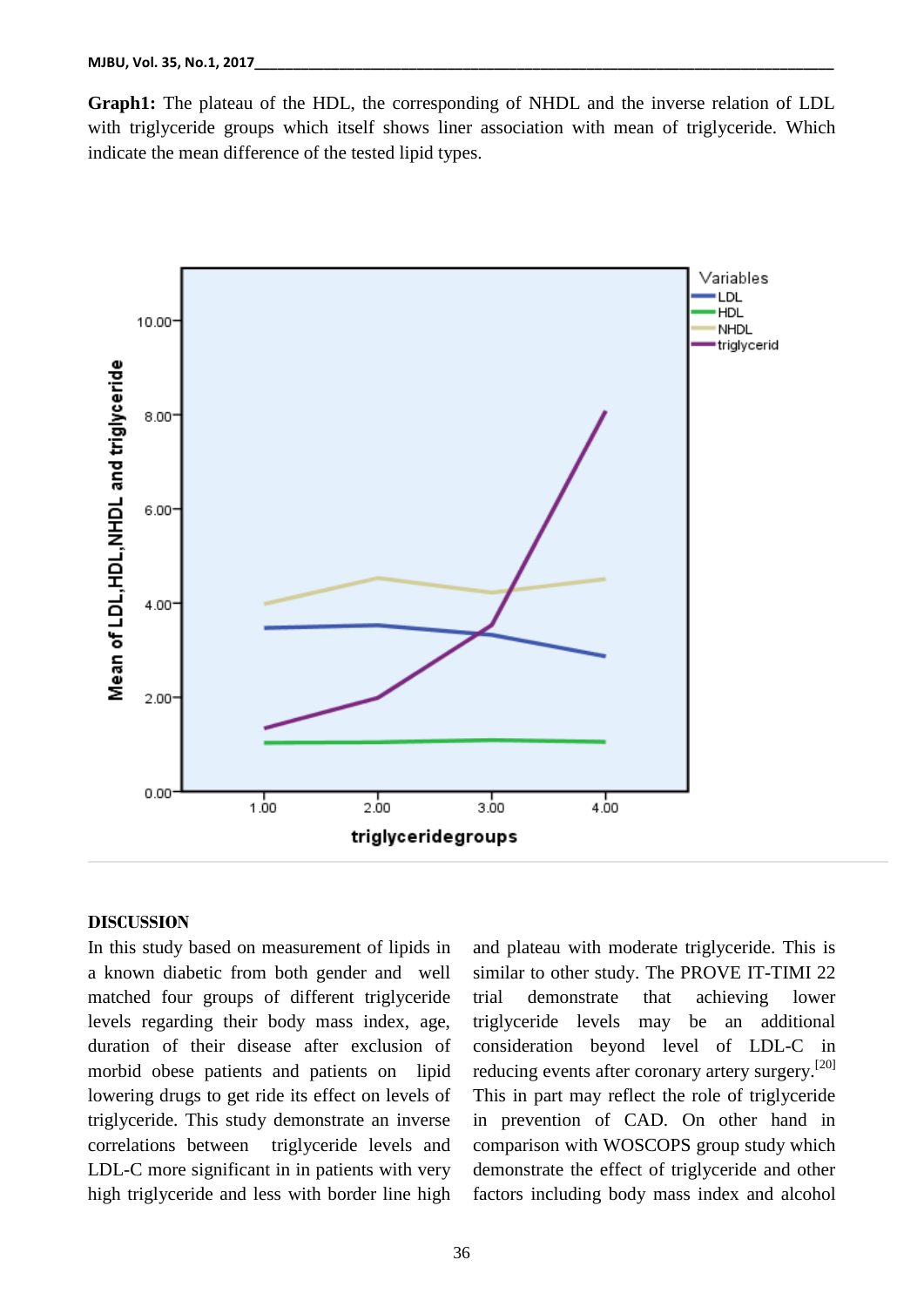**Graph1:** The plateau of the HDL, the corresponding of NHDL and the inverse relation of LDL with triglyceride groups which itself shows liner association with mean of triglyceride. Which indicate the mean difference of the tested lipid types.

## DISCUSSION

In this study based on measurement of lipids in a known diabetic from both gender and well matched four groups of different triglyceride levels regarding their body mass index, age, duration of their disease after exclusion of morbid obese patients and patients on lipid lowering drugs to get ride its effect on levels of triglyceride. This study demonstrate an inverse correlations between triglyceride levels and LDL-C more significant in in patients with very high triglyceride and less with border line high and plateau with moderate triglyceride. This is similar to other study. The PROVE IT-TIMI 22 trial demonstrate that achieving lower triglyceride levels may be an additional consideration beyond level of LDL-C in reducing events after coronary artery surgery.[20] This in part may reflect the role of triglyceride in prevention of CAD. On other hand in comparison with WOSCOPS group study which demonstrate the effect of triglyceride and other factors including body mass index and alcohol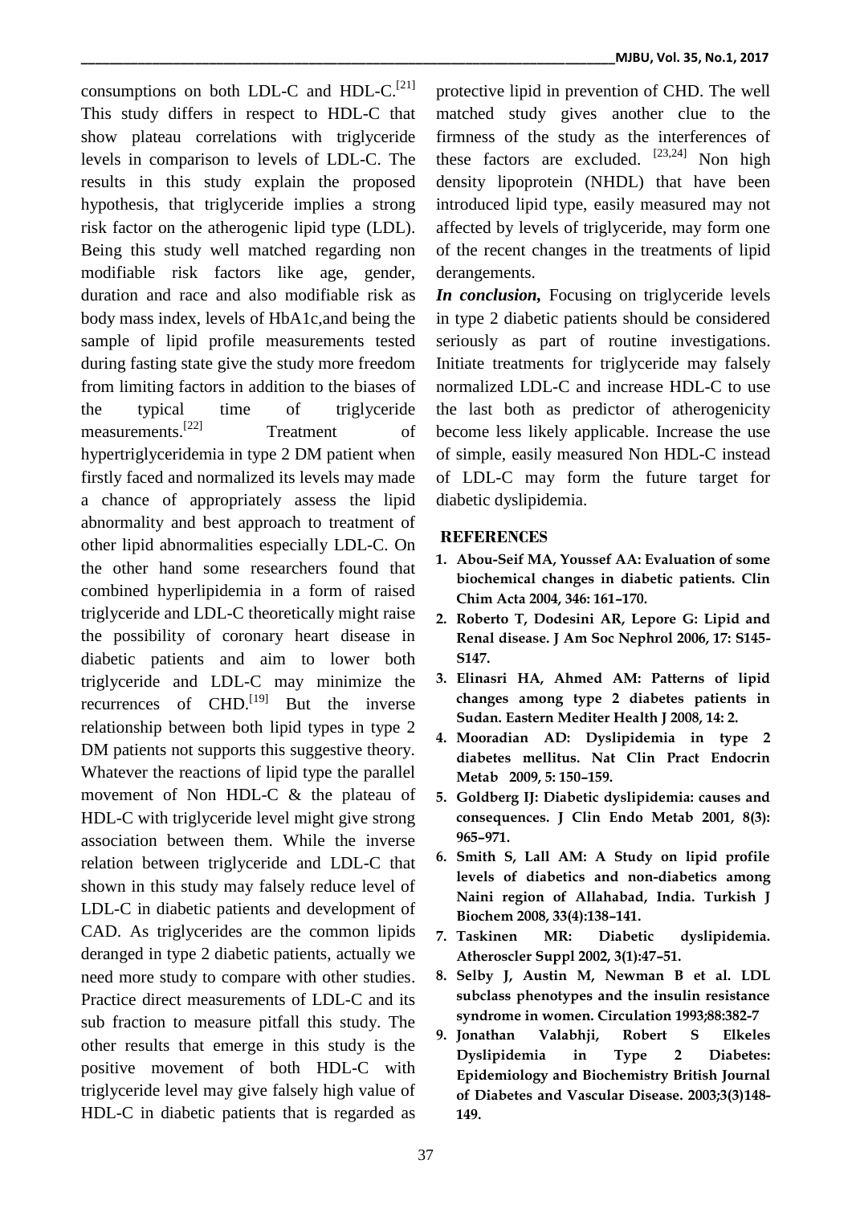consumptions on both LDL-C and HDL-C.[21] This study differs in respect to HDL-C that show plateau correlations with triglyceride levels in comparison to levels of LDL-C. The results in this study explain the proposed hypothesis, that triglyceride implies a strong risk factor on the atherogenic lipid type (LDL). Being this study well matched regarding non modifiable risk factors like age, gender, duration and race and also modifiable risk as body mass index, levels of HbA1c,and being the sample of lipid profile measurements tested during fasting state give the study more freedom from limiting factors in addition to the biases of the typical time of triglyceride measurements.[22] Treatment of hypertriglyceridemia in type 2 DM patient when firstly faced and normalized its levels may made a chance of appropriately assess the lipid abnormality and best approach to treatment of other lipid abnormalities especially LDL-C. On the other hand some researchers found that combined hyperlipidemia in a form of raised triglyceride and LDL-C theoretically might raise the possibility of coronary heart disease in diabetic patients and aim to lower both triglyceride and LDL-C may minimize the recurrences of CHD.[19] But the inverse relationship between both lipid types in type 2 DM patients not supports this suggestive theory. Whatever the reactions of lipid type the parallel movement of Non HDL-C & the plateau of HDL-C with triglyceride level might give strong association between them. While the inverse relation between triglyceride and LDL-C that shown in this study may falsely reduce level of LDL-C in diabetic patients and development of CAD. As triglycerides are the common lipids deranged in type 2 diabetic patients, actually we need more study to compare with other studies. Practice direct measurements of LDL-C and its sub fraction to measure pitfall this study. The other results that emerge in this study is the positive movement of both HDL-C with triglyceride level may give falsely high value of HDL-C in diabetic patients that is regarded as protective lipid in prevention of CHD. The well matched study gives another clue to the firmness of the study as the interferences of these factors are excluded. [23,24] Non high density lipoprotein (NHDL) that have been introduced lipid type, easily measured may not affected by levels of triglyceride, may form one of the recent changes in the treatments of lipid derangements.

***In conclusion,*** Focusing on triglyceride levels in type 2 diabetic patients should be considered seriously as part of routine investigations. Initiate treatments for triglyceride may falsely normalized LDL-C and increase HDL-C to use the last both as predictor of atherogenicity become less likely applicable. Increase the use of simple, easily measured Non HDL-C instead of LDL-C may form the future target for diabetic dyslipidemia.

## REFERENCES

1. **Abou-Seif MA, Youssef AA: Evaluation of some biochemical changes in diabetic patients. Clin Chim Acta 2004, 346: 161–170.**
2. **Roberto T, Dodesini AR, Lepore G: Lipid and Renal disease. J Am Soc Nephrol 2006, 17: S145-S147.**
3. **Elinasri HA, Ahmed AM: Patterns of lipid changes among type 2 diabetes patients in Sudan. Eastern Mediter Health J 2008, 14: 2.**
4. **Mooradian AD: Dyslipidemia in type 2 diabetes mellitus. Nat Clin Pract Endocrin Metab 2009, 5: 150–159.**
5. **Goldberg IJ: Diabetic dyslipidemia: causes and consequences. J Clin Endo Metab 2001, 8(3): 965–971.**
6. **Smith S, Lall AM: A Study on lipid profile levels of diabetics and non-diabetics among Naini region of Allahabad, India. Turkish J Biochem 2008, 33(4):138–141.**
7. **Taskinen MR: Diabetic dyslipidemia. Atheroscler Suppl 2002, 3(1):47–51.**
8. **Selby J, Austin M, Newman B et al. LDL subclass phenotypes and the insulin resistance syndrome in women. Circulation 1993;88:382-7**
9. **Jonathan Valabhji, Robert S Elkeles Dyslipidemia in Type 2 Diabetes: Epidemiology and Biochemistry British Journal of Diabetes and Vascular Disease. 2003;3(3)148-149.**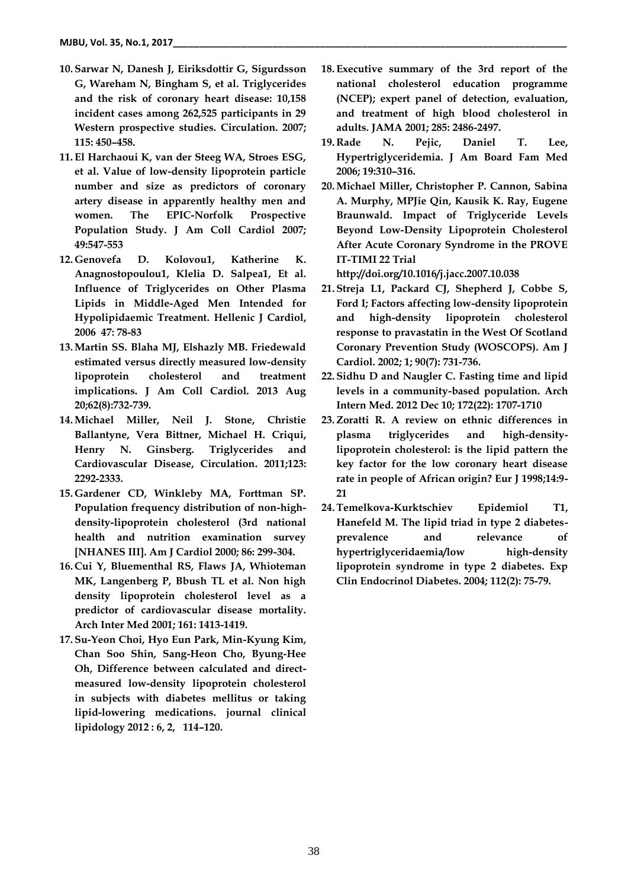10. **Sarwar N, Danesh J, Eiriksdottir G, Sigurdsson G, Wareham N, Bingham S, et al. Triglycerides and the risk of coronary heart disease: 10,158 incident cases among 262,525 participants in 29 Western prospective studies. Circulation. 2007; 115: 450–458.**
11. **El Harchaoui K, van der Steeg WA, Stroes ESG, et al. Value of low-density lipoprotein particle number and size as predictors of coronary artery disease in apparently healthy men and women. The EPIC-Norfolk Prospective Population Study. J Am Coll Cardiol 2007; 49:547-553**
12. **Genovefa D. Kolovou1, Katherine K. Anagnostopoulou1, Klelia D. Salpea1, Et al. Influence of Triglycerides on Other Plasma Lipids in Middle-Aged Men Intended for Hypolipidaemic Treatment. Hellenic J Cardiol, 2006 47: 78-83**
13. **Martin SS. Blaha MJ, Elshazly MB. Friedewald estimated versus directly measured low-density lipoprotein cholesterol and treatment implications. J Am Coll Cardiol. 2013 Aug 20;62(8):732-739.**
14. **Michael Miller, Neil J. Stone, Christie Ballantyne, Vera Bittner, Michael H. Criqui, Henry N. Ginsberg. Triglycerides and Cardiovascular Disease, Circulation. 2011;123: 2292-2333.**
15. **Gardener CD, Winkleby MA, Forttman SP. Population frequency distribution of non-high-density-lipoprotein cholesterol (3rd national health and nutrition examination survey [NHANES III]. Am J Cardiol 2000; 86: 299-304.**
16. **Cui Y, Bluementhal RS, Flaws JA, Whioteman MK, Langenberg P, Bbush TL et al. Non high density lipoprotein cholesterol level as a predictor of cardiovascular disease mortality. Arch Inter Med 2001; 161: 1413-1419.**
17. **Su-Yeon Choi, Hyo Eun Park, Min-Kyung Kim, Chan Soo Shin, Sang-Heon Cho, Byung-Hee Oh, Difference between calculated and direct-measured low-density lipoprotein cholesterol in subjects with diabetes mellitus or taking lipid-lowering medications. journal clinical lipidology 2012 : 6, 2, 114–120.**
18. **Executive summary of the 3rd report of the national cholesterol education programme (NCEP); expert panel of detection, evaluation, and treatment of high blood cholesterol in adults. JAMA 2001; 285: 2486-2497.**
19. **Rade N. Pejic, Daniel T. Lee, Hypertriglyceridemia. J Am Board Fam Med 2006; 19:310–316.**
20. **Michael Miller, Christopher P. Cannon, Sabina A. Murphy, MPJie Qin, Kausik K. Ray, Eugene Braunwald. Impact of Triglyceride Levels Beyond Low-Density Lipoprotein Cholesterol After Acute Coronary Syndrome in the PROVE IT-TIMI 22 Trial http://doi.org/10.1016/j.jacc.2007.10.038**
21. **Streja L1, Packard CJ, Shepherd J, Cobbe S, Ford I; Factors affecting low-density lipoprotein and high-density lipoprotein cholesterol response to pravastatin in the West Of Scotland Coronary Prevention Study (WOSCOPS). Am J Cardiol. 2002; 1; 90(7): 731-736.**
22. **Sidhu D and Naugler C. Fasting time and lipid levels in a community-based population. Arch Intern Med. 2012 Dec 10; 172(22): 1707-1710**
23. **Zoratti R. A review on ethnic differences in plasma triglycerides and high-density-lipoprotein cholesterol: is the lipid pattern the key factor for the low coronary heart disease rate in people of African origin? Eur J 1998;14:9-21**
24. **Temelkova-Kurktschiev Epidemiol T1, Hanefeld M. The lipid triad in type 2 diabetes-prevalence and relevance of hypertriglyceridaemia/low high-density lipoprotein syndrome in type 2 diabetes. Exp Clin Endocrinol Diabetes. 2004; 112(2): 75-79.**